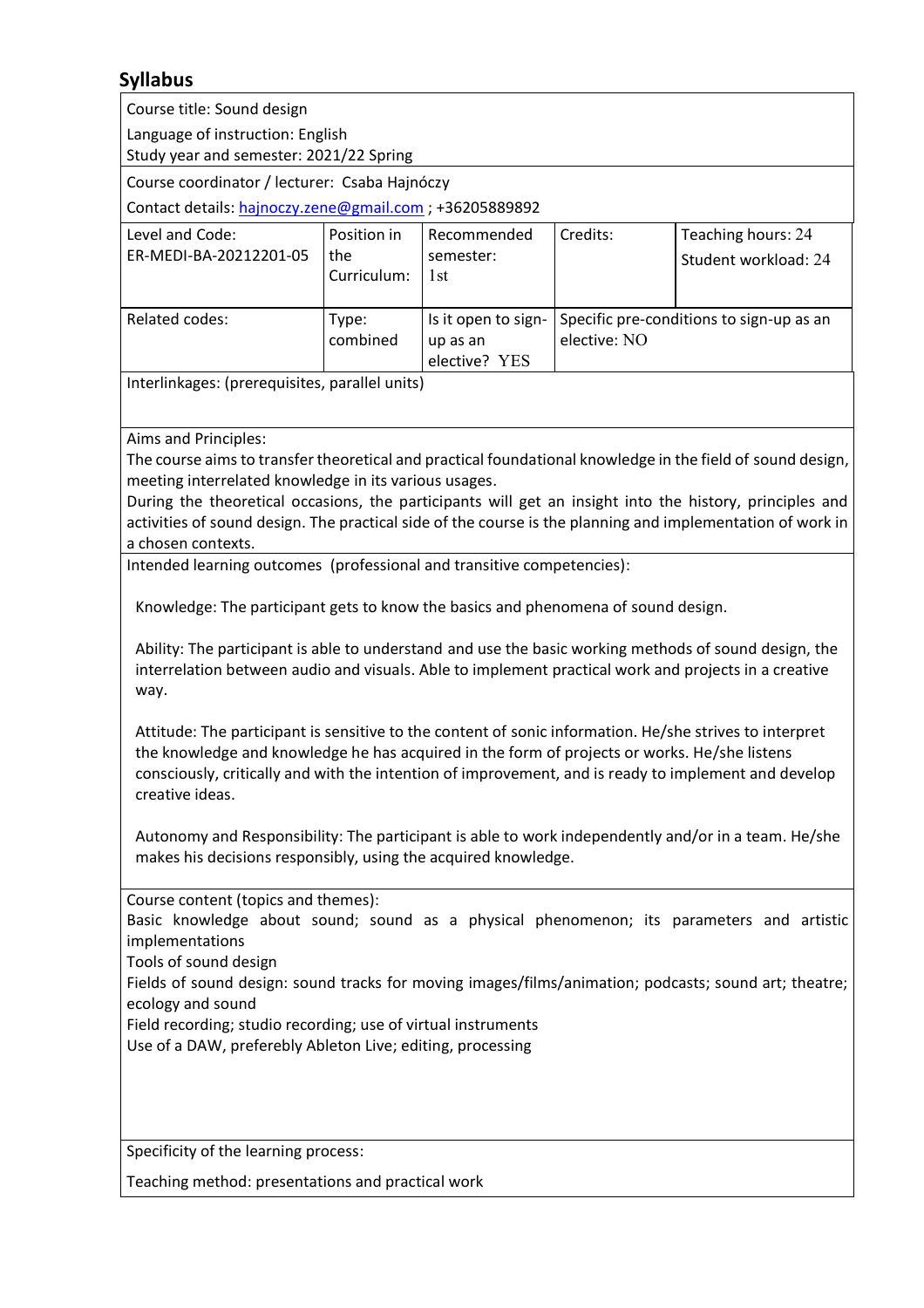## Syllabus

Course title: Sound design

Language of instruction: English

Study year and semester: 2021/22 Spring

Course coordinator / lecturer: Csaba Hajnóczy

Contact details: hajnoczy.zene@gmail.com ; +36205889892

| Level and Code: ER-MEDI-BA-20212201-05 | Position in the Curriculum: | Recommended semester: 1st | Credits: | Teaching hours: 24<br>Student workload: 24 |
|---|---|---|---|---|
| Related codes: | Type: combined | Is it open to sign-up as an elective? YES | Specific pre-conditions to sign-up as an elective: NO | |

Interlinkages: (prerequisites, parallel units)

Aims and Principles:

The course aims to transfer theoretical and practical foundational knowledge in the field of sound design, meeting interrelated knowledge in its various usages.

During the theoretical occasions, the participants will get an insight into the history, principles and activities of sound design. The practical side of the course is the planning and implementation of work in a chosen contexts.

Intended learning outcomes (professional and transitive competencies):

Knowledge: The participant gets to know the basics and phenomena of sound design.

Ability: The participant is able to understand and use the basic working methods of sound design, the interrelation between audio and visuals. Able to implement practical work and projects in a creative way.

Attitude: The participant is sensitive to the content of sonic information. He/she strives to interpret the knowledge and knowledge he has acquired in the form of projects or works. He/she listens consciously, critically and with the intention of improvement, and is ready to implement and develop creative ideas.

Autonomy and Responsibility: The participant is able to work independently and/or in a team. He/she makes his decisions responsibly, using the acquired knowledge.

Course content (topics and themes):

Basic knowledge about sound; sound as a physical phenomenon; its parameters and artistic implementations

Tools of sound design

Fields of sound design: sound tracks for moving images/films/animation; podcasts; sound art; theatre; ecology and sound

Field recording; studio recording; use of virtual instruments

Use of a DAW, preferebly Ableton Live; editing, processing

Specificity of the learning process:

Teaching method: presentations and practical work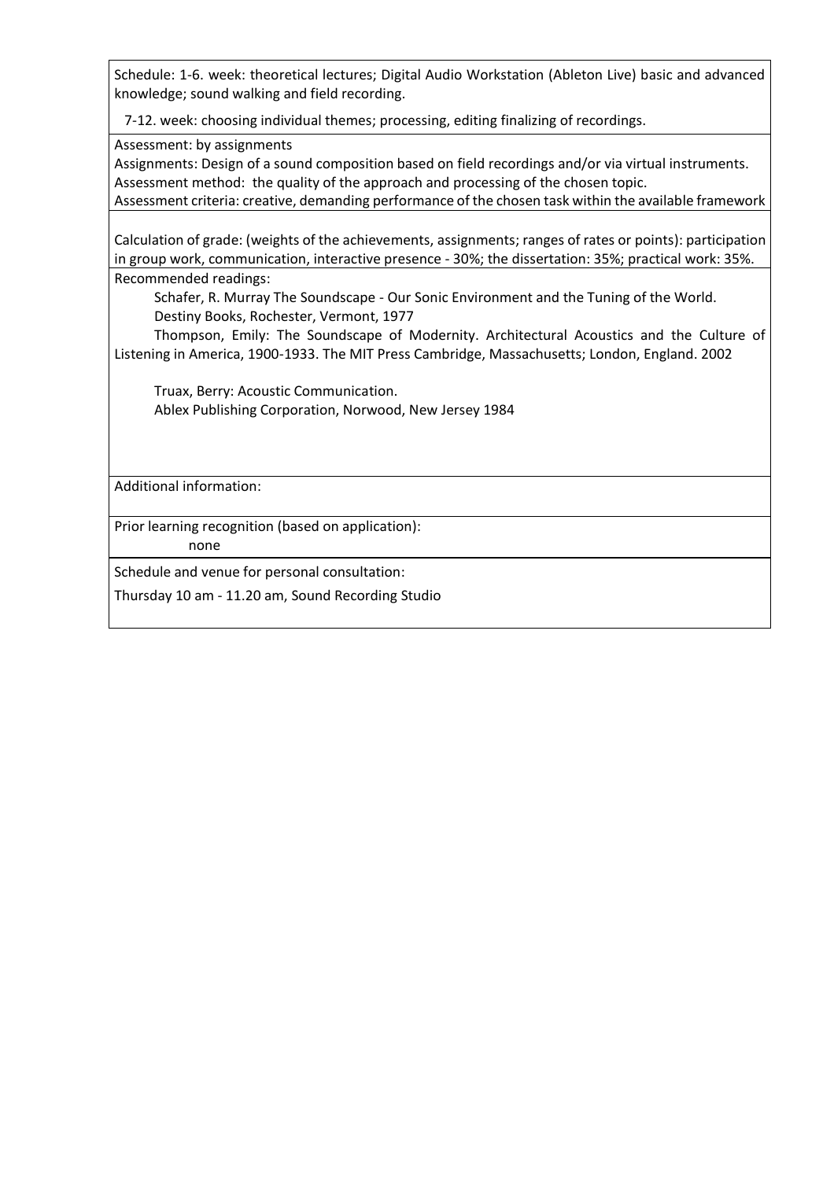Schedule: 1-6. week: theoretical lectures; Digital Audio Workstation (Ableton Live) basic and advanced knowledge; sound walking and field recording.

7-12. week: choosing individual themes; processing, editing finalizing of recordings.

Assessment: by assignments

Assignments: Design of a sound composition based on field recordings and/or via virtual instruments.

Assessment method: the quality of the approach and processing of the chosen topic.

Assessment criteria: creative, demanding performance of the chosen task within the available framework

Calculation of grade: (weights of the achievements, assignments; ranges of rates or points): participation in group work, communication, interactive presence - 30%; the dissertation: 35%; practical work: 35%.

Recommended readings:

Schafer, R. Murray The Soundscape - Our Sonic Environment and the Tuning of the World. Destiny Books, Rochester, Vermont, 1977

Thompson, Emily: The Soundscape of Modernity. Architectural Acoustics and the Culture of Listening in America, 1900-1933. The MIT Press Cambridge, Massachusetts; London, England. 2002

Truax, Berry: Acoustic Communication. Ablex Publishing Corporation, Norwood, New Jersey 1984

Additional information:

Prior learning recognition (based on application):

none

Schedule and venue for personal consultation:

Thursday 10 am - 11.20 am, Sound Recording Studio